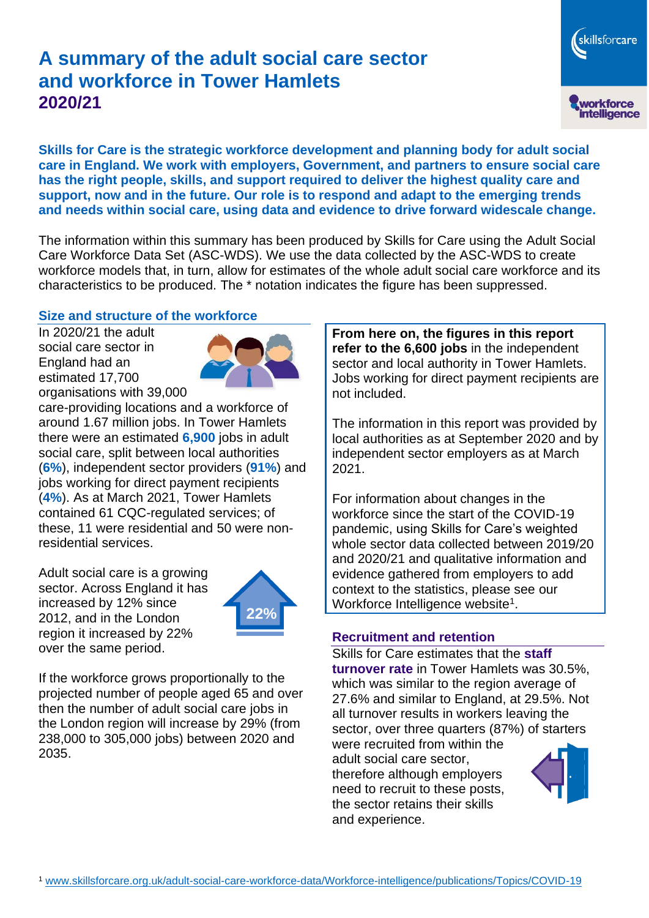# A summary of the adult social care sector and workforce in Tower Hamlets 2020/21

**Skills for Care is the strategic workforce development and planning body for adult social care in England. We work with employers, Government, and partners to ensure social care has the right people, skills, and support required to deliver the highest quality care and support, now and in the future. Our role is to respond and adapt to the emerging trends and needs within social care, using data and evidence to drive forward widescale change.**

The information within this summary has been produced by Skills for Care using the Adult Social Care Workforce Data Set (ASC-WDS). We use the data collected by the ASC-WDS to create workforce models that, in turn, allow for estimates of the whole adult social care workforce and its characteristics to be produced. The * notation indicates the figure has been suppressed.

## Size and structure of the workforce

In 2020/21 the adult social care sector in England had an estimated 17,700 organisations with 39,000 care-providing locations and a workforce of around 1.67 million jobs. In Tower Hamlets there were an estimated **6,900** jobs in adult social care, split between local authorities (**6%**), independent sector providers (**91%**) and jobs working for direct payment recipients (**4%**). As at March 2021, Tower Hamlets contained 61 CQC-regulated services; of these, 11 were residential and 50 were non-residential services.

Adult social care is a growing sector. Across England it has increased by 12% since 2012, and in the London region it increased by 22% over the same period.

If the workforce grows proportionally to the projected number of people aged 65 and over then the number of adult social care jobs in the London region will increase by 29% (from 238,000 to 305,000 jobs) between 2020 and 2035.

**From here on, the figures in this report refer to the 6,600 jobs** in the independent sector and local authority in Tower Hamlets. Jobs working for direct payment recipients are not included.

The information in this report was provided by local authorities as at September 2020 and by independent sector employers as at March 2021.

For information about changes in the workforce since the start of the COVID-19 pandemic, using Skills for Care's weighted whole sector data collected between 2019/20 and 2020/21 and qualitative information and evidence gathered from employers to add context to the statistics, please see our Workforce Intelligence website[1].

## Recruitment and retention

Skills for Care estimates that the **staff turnover rate** in Tower Hamlets was 30.5%, which was similar to the region average of 27.6% and similar to England, at 29.5%. Not all turnover results in workers leaving the sector, over three quarters (87%) of starters were recruited from within the adult social care sector, therefore although employers need to recruit to these posts, the sector retains their skills and experience.

[1] www.skillsforcare.org.uk/adult-social-care-workforce-data/Workforce-intelligence/publications/Topics/COVID-19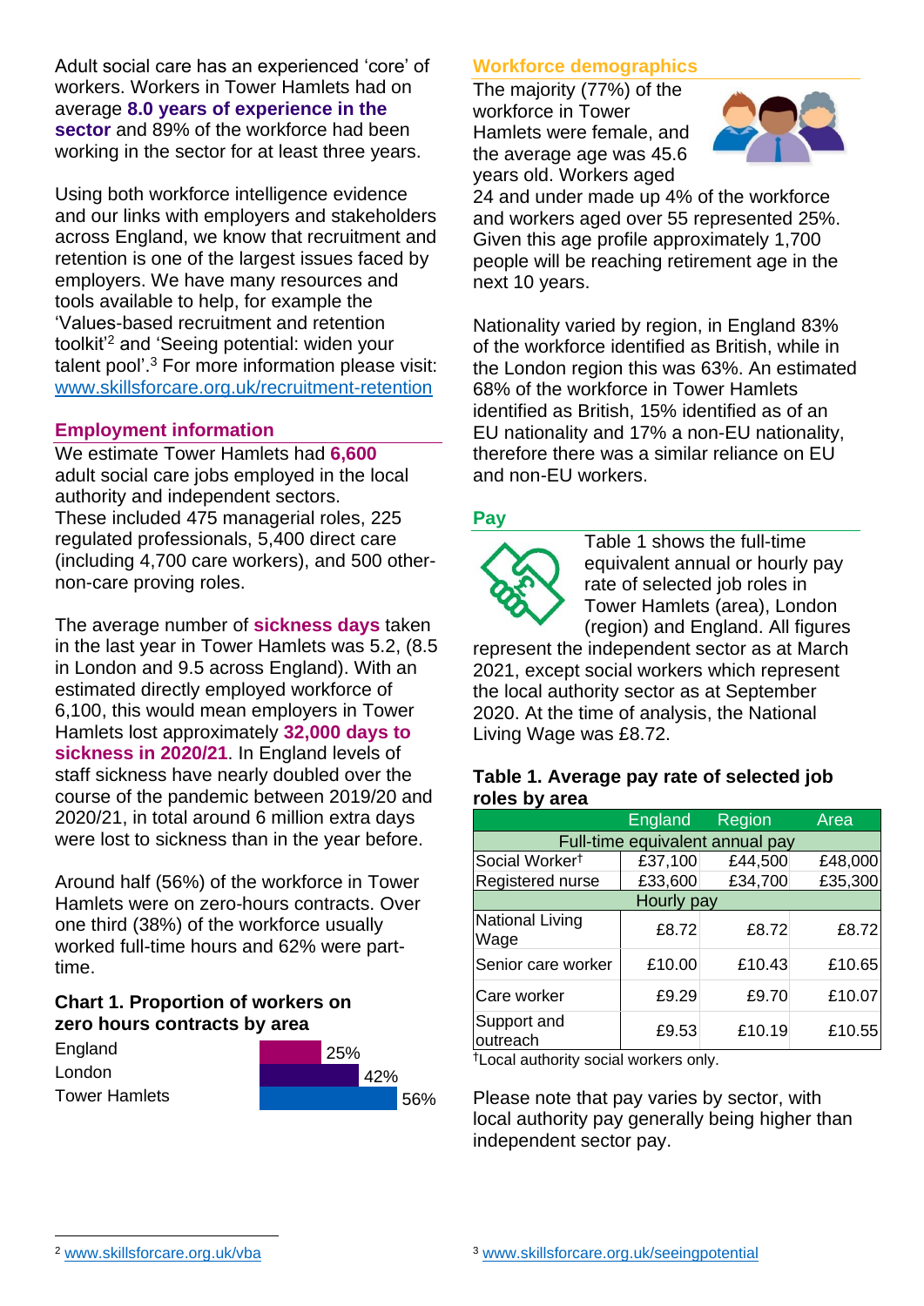Adult social care has an experienced 'core' of workers. Workers in Tower Hamlets had on average **8.0 years of experience in the sector** and 89% of the workforce had been working in the sector for at least three years.

Using both workforce intelligence evidence and our links with employers and stakeholders across England, we know that recruitment and retention is one of the largest issues faced by employers. We have many resources and tools available to help, for example the 'Values-based recruitment and retention toolkit'[2] and 'Seeing potential: widen your talent pool'.[3] For more information please visit: www.skillsforcare.org.uk/recruitment-retention

## Employment information

We estimate Tower Hamlets had **6,600** adult social care jobs employed in the local authority and independent sectors. These included 475 managerial roles, 225 regulated professionals, 5,400 direct care (including 4,700 care workers), and 500 other-non-care proving roles.

The average number of **sickness days** taken in the last year in Tower Hamlets was 5.2, (8.5 in London and 9.5 across England). With an estimated directly employed workforce of 6,100, this would mean employers in Tower Hamlets lost approximately **32,000 days to sickness in 2020/21**. In England levels of staff sickness have nearly doubled over the course of the pandemic between 2019/20 and 2020/21, in total around 6 million extra days were lost to sickness than in the year before.

Around half (56%) of the workforce in Tower Hamlets were on zero-hours contracts. Over one third (38%) of the workforce usually worked full-time hours and 62% were part-time.

### Chart 1. Proportion of workers on zero hours contracts by area

| Area | Proportion |
|---|---|
| England | 25% |
| London | 42% |
| Tower Hamlets | 56% |

## Workforce demographics

The majority (77%) of the workforce in Tower Hamlets were female, and the average age was 45.6 years old. Workers aged 24 and under made up 4% of the workforce and workers aged over 55 represented 25%. Given this age profile approximately 1,700 people will be reaching retirement age in the next 10 years.

Nationality varied by region, in England 83% of the workforce identified as British, while in the London region this was 63%. An estimated 68% of the workforce in Tower Hamlets identified as British, 15% identified as of an EU nationality and 17% a non-EU nationality, therefore there was a similar reliance on EU and non-EU workers.

## Pay

Table 1 shows the full-time equivalent annual or hourly pay rate of selected job roles in Tower Hamlets (area), London (region) and England. All figures represent the independent sector as at March 2021, except social workers which represent the local authority sector as at September 2020. At the time of analysis, the National Living Wage was £8.72.

### Table 1. Average pay rate of selected job roles by area

| | England | Region | Area |
|---|---|---|---|
| **Full-time equivalent annual pay** | | | |
| Social Worker† | £37,100 | £44,500 | £48,000 |
| Registered nurse | £33,600 | £34,700 | £35,300 |
| **Hourly pay** | | | |
| National Living Wage | £8.72 | £8.72 | £8.72 |
| Senior care worker | £10.00 | £10.43 | £10.65 |
| Care worker | £9.29 | £9.70 | £10.07 |
| Support and outreach | £9.53 | £10.19 | £10.55 |

†Local authority social workers only.

Please note that pay varies by sector, with local authority pay generally being higher than independent sector pay.

[2] www.skillsforcare.org.uk/vba

[3] www.skillsforcare.org.uk/seeingpotential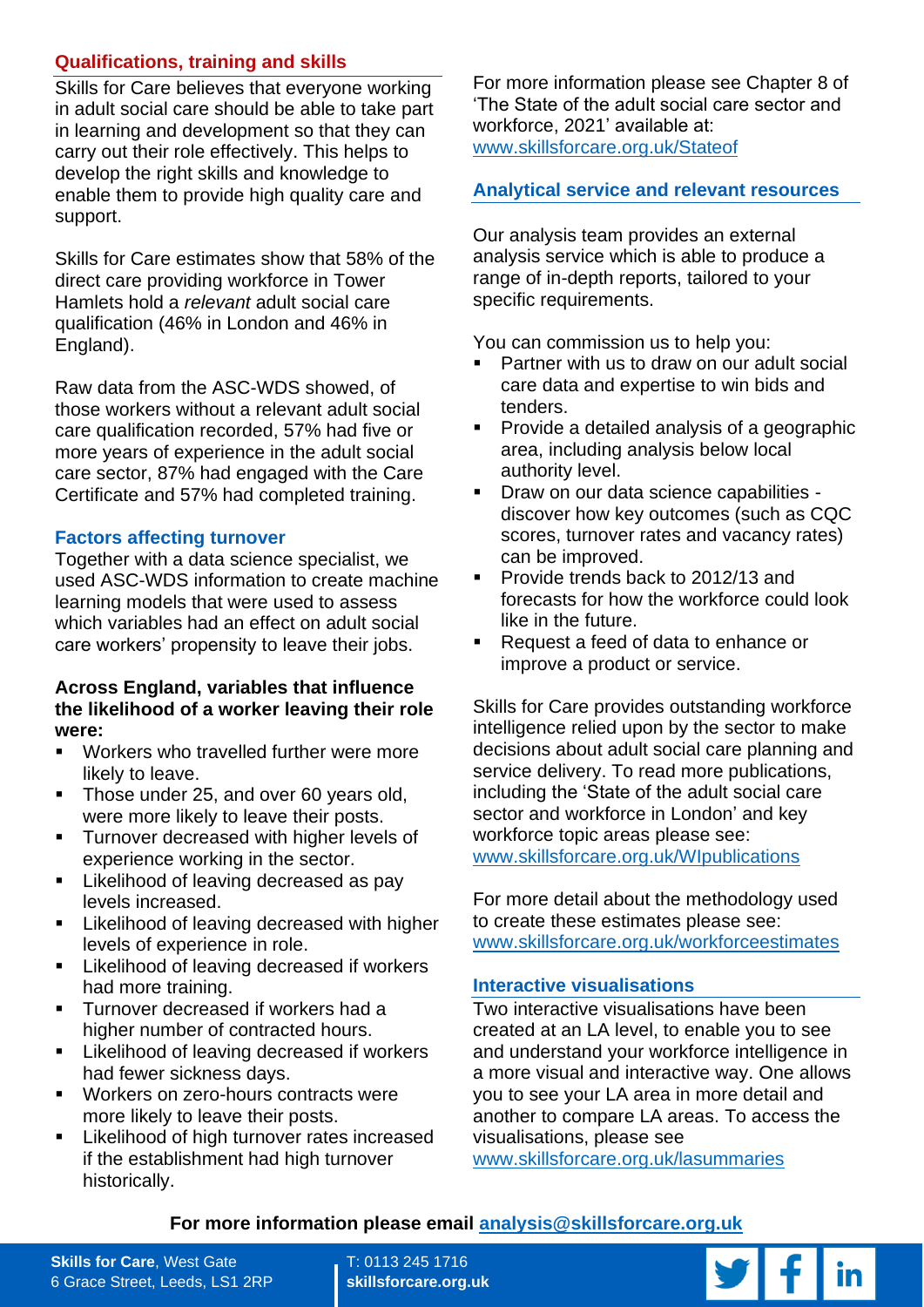## Qualifications, training and skills

Skills for Care believes that everyone working in adult social care should be able to take part in learning and development so that they can carry out their role effectively. This helps to develop the right skills and knowledge to enable them to provide high quality care and support.

Skills for Care estimates show that 58% of the direct care providing workforce in Tower Hamlets hold a *relevant* adult social care qualification (46% in London and 46% in England).

Raw data from the ASC-WDS showed, of those workers without a relevant adult social care qualification recorded, 57% had five or more years of experience in the adult social care sector, 87% had engaged with the Care Certificate and 57% had completed training.

## Factors affecting turnover

Together with a data science specialist, we used ASC-WDS information to create machine learning models that were used to assess which variables had an effect on adult social care workers' propensity to leave their jobs.

**Across England, variables that influence the likelihood of a worker leaving their role were:**

- Workers who travelled further were more likely to leave.
- Those under 25, and over 60 years old, were more likely to leave their posts.
- Turnover decreased with higher levels of experience working in the sector.
- Likelihood of leaving decreased as pay levels increased.
- Likelihood of leaving decreased with higher levels of experience in role.
- Likelihood of leaving decreased if workers had more training.
- Turnover decreased if workers had a higher number of contracted hours.
- Likelihood of leaving decreased if workers had fewer sickness days.
- Workers on zero-hours contracts were more likely to leave their posts.
- Likelihood of high turnover rates increased if the establishment had high turnover historically.

For more information please see Chapter 8 of 'The State of the adult social care sector and workforce, 2021' available at: www.skillsforcare.org.uk/Stateof

## Analytical service and relevant resources

Our analysis team provides an external analysis service which is able to produce a range of in-depth reports, tailored to your specific requirements.

You can commission us to help you:

- Partner with us to draw on our adult social care data and expertise to win bids and tenders.
- Provide a detailed analysis of a geographic area, including analysis below local authority level.
- Draw on our data science capabilities - discover how key outcomes (such as CQC scores, turnover rates and vacancy rates) can be improved.
- Provide trends back to 2012/13 and forecasts for how the workforce could look like in the future.
- Request a feed of data to enhance or improve a product or service.

Skills for Care provides outstanding workforce intelligence relied upon by the sector to make decisions about adult social care planning and service delivery. To read more publications, including the 'State of the adult social care sector and workforce in London' and key workforce topic areas please see: www.skillsforcare.org.uk/WIpublications

For more detail about the methodology used to create these estimates please see: www.skillsforcare.org.uk/workforceestimates

## Interactive visualisations

Two interactive visualisations have been created at an LA level, to enable you to see and understand your workforce intelligence in a more visual and interactive way. One allows you to see your LA area in more detail and another to compare LA areas. To access the visualisations, please see www.skillsforcare.org.uk/lasummaries

**For more information please email analysis@skillsforcare.org.uk**

**Skills for Care**, West Gate
6 Grace Street, Leeds, LS1 2RP

T: 0113 245 1716
**skillsforcare.org.uk**